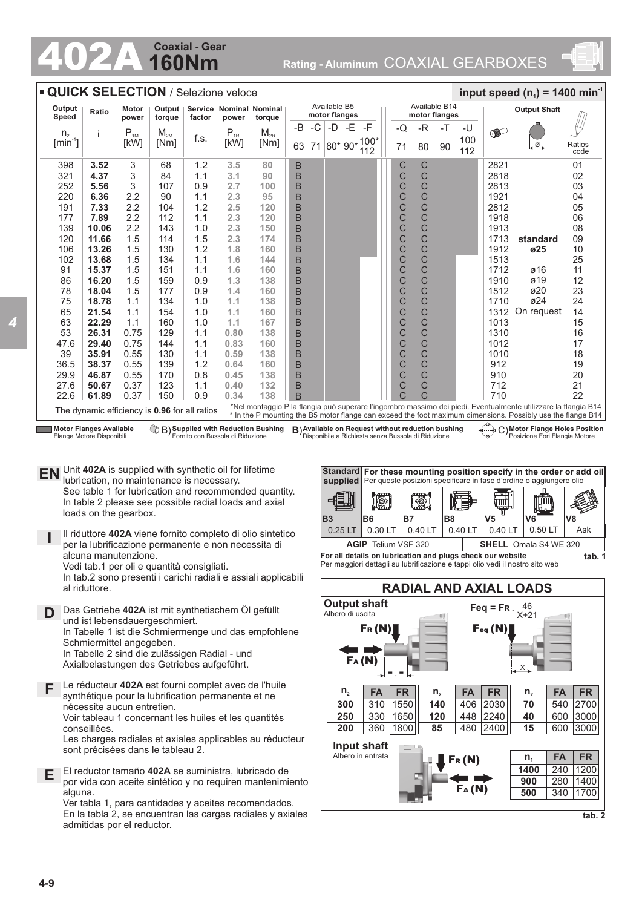# 402A Coaxial - Gear 160Nm

Rating - Aluminum COAXIAL GEARBOXES

## QUICK SELECTION / Selezione veloce

**input speed ($n_1$) = 1400 min$^{-1}$**

| Output Speed $n_2$ [min$^{-1}$] | Ratio i | Motor power $P_{1M}$ [kW] | Output torque $M_{2M}$ [Nm] | Service factor f.s. | Nominal power $P_{1R}$ [kW] | Nominal torque $M_{2R}$ [Nm] | B5 -B 63 | B5 -C 71 | B5 -D 80* | B5 -E 90* | B5 -F 100* 112 | B14 -Q 71 | B14 -R 80 | B14 -T 90 | B14 -U 100 112 | | Output Shaft ø | Ratios code |
|---|---|---|---|---|---|---|---|---|---|---|---|---|---|---|---|---|---|---|
| 398 | **3.52** | 3 | 68 | 1.2 | **3.5** | **80** | B | | | | | C | C | | | 2821 | | 01 |
| 321 | **4.37** | 3 | 84 | 1.1 | **3.1** | **90** | B | | | | | C | C | | | 2818 | | 02 |
| 252 | **5.56** | 3 | 107 | 0.9 | **2.7** | **100** | B | | | | | C | C | | | 2813 | | 03 |
| 220 | **6.36** | 2.2 | 90 | 1.1 | **2.3** | **95** | B | | | | | C | C | | | 1921 | | 04 |
| 191 | **7.33** | 2.2 | 104 | 1.2 | **2.5** | **120** | B | | | | | C | C | | | 2812 | | 05 |
| 177 | **7.89** | 2.2 | 112 | 1.1 | **2.3** | **120** | B | | | | | C | C | | | 1918 | | 06 |
| 139 | **10.06** | 2.2 | 143 | 1.0 | **2.3** | **150** | B | | | | | C | C | | | 1913 | | 08 |
| 120 | **11.66** | 1.5 | 114 | 1.5 | **2.3** | **174** | B | | | | | C | C | | | 1713 | **standard** | 09 |
| 106 | **13.26** | 1.5 | 130 | 1.2 | **1.8** | **160** | B | | | | | C | C | | | 1912 | **ø25** | 10 |
| 102 | **13.68** | 1.5 | 134 | 1.1 | **1.6** | **144** | B | | | | | C | C | | | 1513 | | 25 |
| 91 | **15.37** | 1.5 | 151 | 1.1 | **1.6** | **160** | B | | | | | C | C | | | 1712 | ø16 | 11 |
| 86 | **16.20** | 1.5 | 159 | 0.9 | **1.3** | **138** | B | | | | | C | C | | | 1910 | ø19 | 12 |
| 78 | **18.04** | 1.5 | 177 | 0.9 | **1.4** | **160** | B | | | | | C | C | | | 1512 | ø20 | 23 |
| 75 | **18.78** | 1.1 | 134 | 1.0 | **1.1** | **138** | B | | | | | C | C | | | 1710 | ø24 | 24 |
| 65 | **21.54** | 1.1 | 154 | 1.0 | **1.1** | **160** | B | | | | | C | C | | | 1312 | On request | 14 |
| 63 | **22.29** | 1.1 | 160 | 1.0 | **1.1** | **167** | B | | | | | C | C | | | 1013 | | 15 |
| 53 | **26.31** | 0.75 | 129 | 1.1 | **0.80** | **138** | B | | | | | C | C | | | 1310 | | 16 |
| 47.6 | **29.40** | 0.75 | 144 | 1.1 | **0.83** | **160** | B | | | | | C | C | | | 1012 | | 17 |
| 39 | **35.91** | 0.55 | 130 | 1.1 | **0.59** | **138** | B | | | | | C | C | | | 1010 | | 18 |
| 36.5 | **38.37** | 0.55 | 139 | 1.2 | **0.64** | **160** | B | | | | | C | C | | | 912 | | 19 |
| 29.9 | **46.87** | 0.55 | 170 | 0.8 | **0.45** | **138** | B | | | | | C | C | | | 910 | | 20 |
| 27.6 | **50.67** | 0.37 | 123 | 1.1 | **0.40** | **132** | B | | | | | C | C | | | 712 | | 21 |
| 22.6 | **61.89** | 0.37 | 150 | 0.9 | **0.34** | **138** | B | | | | | C | C | | | 710 | | 22 |

The dynamic efficiency is **0.96** for all ratios

*Nel montaggio P la flangia può superare l'ingombro massimo dei piedi. Eventualmente utilizzare la flangia B14
* In the P mounting the B5 motor flange can exceed the foot maximum dimensions. Possibly use the flange B14

**Motor Flanges Available** / Flange Motore Disponibili — B) **Supplied with Reduction Bushing** / Fornito con Bussola di Riduzione — B) **Available on Request without reduction bushing** / Disponibile a Richiesta senza Bussola di Riduzione — C) **Motor Flange Holes Position** / Posizione Fori Flangia Motore

**EN** Unit **402A** is supplied with synthetic oil for lifetime lubrication, no maintenance is necessary.
See table 1 for lubrication and recommended quantity.
In table 2 please see possible radial loads and axial loads on the gearbox.

**I** Il riduttore **402A** viene fornito completo di olio sintetico per la lubrificazione permanente e non necessita di alcuna manutenzione.
Vedi tab.1 per oli e quantità consigliati.
In tab.2 sono presenti i carichi radiali e assiali applicabili al riduttore.

**D** Das Getriebe **402A** ist mit synthetischem Öl gefüllt und ist lebensdauergeschmiert.
In Tabelle 1 ist die Schmiermenge und das empfohlene Schmiermittel angegeben.
In Tabelle 2 sind die zulässigen Radial - und Axialbelastungen des Getriebes aufgeführt.

**F** Le réducteur **402A** est fourni complet avec de l'huile synthétique pour la lubrification permanente et ne nécessite aucun entretien.
Voir tableau 1 concernant les huiles et les quantités conseillées.
Les charges radiales et axiales applicables au réducteur sont précisées dans le tableau 2.

**E** El reductor tamaño **402A** se suministra, lubricado de por vida con aceite sintético y no requiren mantenimiento alguna.
Ver tabla 1, para cantidades y aceites recomendados.
En la tabla 2, se encuentran las cargas radiales y axiales admitidas por el reductor.

| **Standard supplied** | **For these mounting position specify in the order or add oil** / Per queste posizioni specificare in fase d'ordine o aggiungere olio | | | | | |
|---|---|---|---|---|---|---|
| B3 | B6 | B7 | B8 | V5 | V6 | V8 |
| 0.25 LT | 0.30 LT | 0.40 LT | 0.40 LT | 0.40 LT | 0.50 LT | Ask |
| **AGIP** Telium VSF 320 | | | | **SHELL** Omala S4 WE 320 | | |

**For all details on lubrication and plugs check our website**
Per maggiori dettagli su lubrificazione e tappi olio vedi il nostro sito web

**tab. 1**

## RADIAL AND AXIAL LOADS

**Output shaft** / Albero di uscita

$$F_{eq} = F_R \cdot \frac{46}{X+21}$$

| $n_2$ | FA | FR | $n_2$ | FA | FR | $n_2$ | FA | FR |
|---|---|---|---|---|---|---|---|---|
| **300** | 310 | 1550 | **140** | 406 | 2030 | **70** | 540 | 2700 |
| **250** | 330 | 1650 | **120** | 448 | 2240 | **40** | 600 | 3000 |
| **200** | 360 | 1800 | **85** | 480 | 2400 | **15** | 600 | 3000 |

**Input shaft** / Albero in entrata

| $n_1$ | FA | FR |
|---|---|---|
| **1400** | 240 | 1200 |
| **900** | 280 | 1400 |
| **500** | 340 | 1700 |

**tab. 2**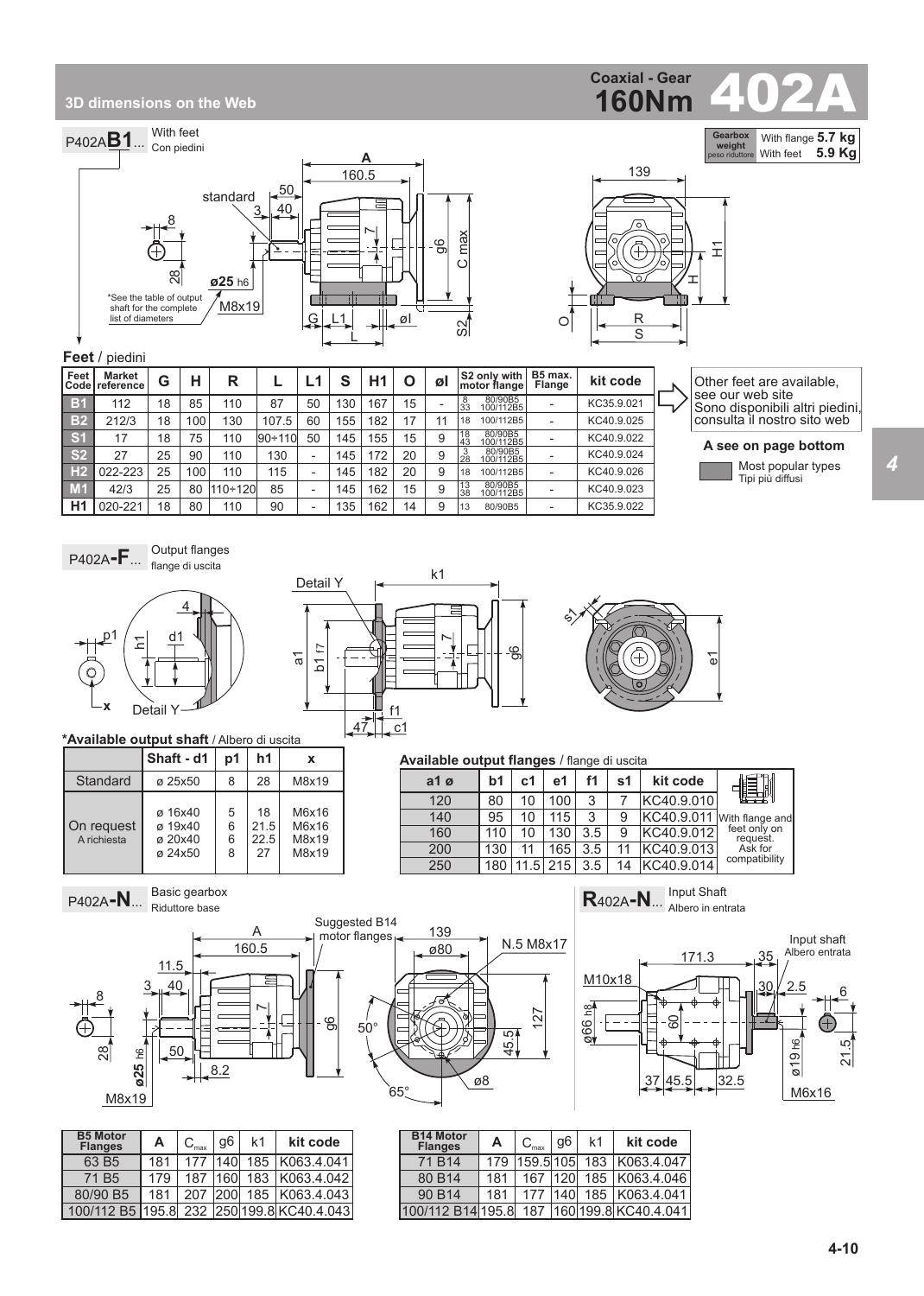# Coaxial - Gear 160Nm 402A

3D dimensions on the Web

## P402AB1... With feet / Con piedini

| Gearbox weight / peso riduttore | |
|---|---|
| With flange | 5.7 kg |
| With feet | 5.9 Kg |

standard
*See the table of output shaft for the complete list of diameters

### Feet / piedini

| Feet Code | Market reference | G | H | R | L | L1 | S | H1 | O | øl | S2 only with motor flange | B5 max. Flange | kit code |
|---|---|---|---|---|---|---|---|---|---|---|---|---|---|
| B1 | 112 | 18 | 85 | 110 | 87 | 50 | 130 | 167 | 15 | - | 8 80/90B5 33 100/112B5 | - | KC35.9.021 |
| B2 | 212/3 | 18 | 100 | 130 | 107.5 | 60 | 155 | 182 | 17 | 11 | 18 100/112B5 | - | KC40.9.025 |
| S1 | 17 | 18 | 75 | 110 | 90÷110 | 50 | 145 | 155 | 15 | 9 | 18 80/90B5 43 100/112B5 | - | KC40.9.022 |
| S2 | 27 | 25 | 90 | 110 | 130 | - | 145 | 172 | 20 | 9 | 3 80/90B5 28 100/112B5 | - | KC40.9.024 |
| H2 | 022-223 | 25 | 100 | 110 | 115 | - | 145 | 182 | 20 | 9 | 18 100/112B5 | - | KC40.9.026 |
| M1 | 42/3 | 25 | 80 | 110÷120 | 85 | - | 145 | 162 | 15 | 9 | 13 80/90B5 38 100/112B5 | - | KC40.9.023 |
| H1 | 020-221 | 18 | 80 | 110 | 90 | - | 135 | 162 | 14 | 9 | 13 80/90B5 | - | KC35.9.022 |

Other feet are available, see our web site
Sono disponibili altri piedini, consulta il nostro sito web

**A see on page bottom**

Most popular types / Tipi più diffusi

## P402A-F... Output flanges / flange di uscita

Detail Y

### *Available output shaft / Albero di uscita

| | Shaft - d1 | p1 | h1 | x |
|---|---|---|---|---|
| Standard | ø 25x50 | 8 | 28 | M8x19 |
| On request / A richiesta | ø 16x40<br>ø 19x40<br>ø 20x40<br>ø 24x50 | 5<br>6<br>6<br>8 | 18<br>21.5<br>22.5<br>27 | M6x16<br>M6x16<br>M8x19<br>M8x19 |

### Available output flanges / flange di uscita

| a1 ø | b1 | c1 | e1 | f1 | s1 | kit code |
|---|---|---|---|---|---|---|
| 120 | 80 | 10 | 100 | 3 | 7 | KC40.9.010 |
| 140 | 95 | 10 | 115 | 3 | 9 | KC40.9.011 |
| 160 | 110 | 10 | 130 | 3.5 | 9 | KC40.9.012 |
| 200 | 130 | 11 | 165 | 3.5 | 11 | KC40.9.013 |
| 250 | 180 | 11.5 | 215 | 3.5 | 14 | KC40.9.014 |

With flange and feet only on request. Ask for compatibility

## P402A-N... Basic gearbox / Riduttore base

Suggested B14 motor flanges

## R402A-N... Input Shaft / Albero in entrata

Input shaft / Albero entrata

| B5 Motor Flanges | A | $C_{max}$ | g6 | k1 | kit code |
|---|---|---|---|---|---|
| 63 B5 | 181 | 177 | 140 | 185 | K063.4.041 |
| 71 B5 | 179 | 187 | 160 | 183 | K063.4.042 |
| 80/90 B5 | 181 | 207 | 200 | 185 | K063.4.043 |
| 100/112 B5 | 195.8 | 232 | 250 | 199.8 | KC40.4.043 |

| B14 Motor Flanges | A | $C_{max}$ | g6 | k1 | kit code |
|---|---|---|---|---|---|
| 71 B14 | 179 | 159.5 | 105 | 183 | K063.4.047 |
| 80 B14 | 181 | 167 | 120 | 185 | K063.4.046 |
| 90 B14 | 181 | 177 | 140 | 185 | K063.4.041 |
| 100/112 B14 | 195.8 | 187 | 160 | 199.8 | KC40.4.041 |